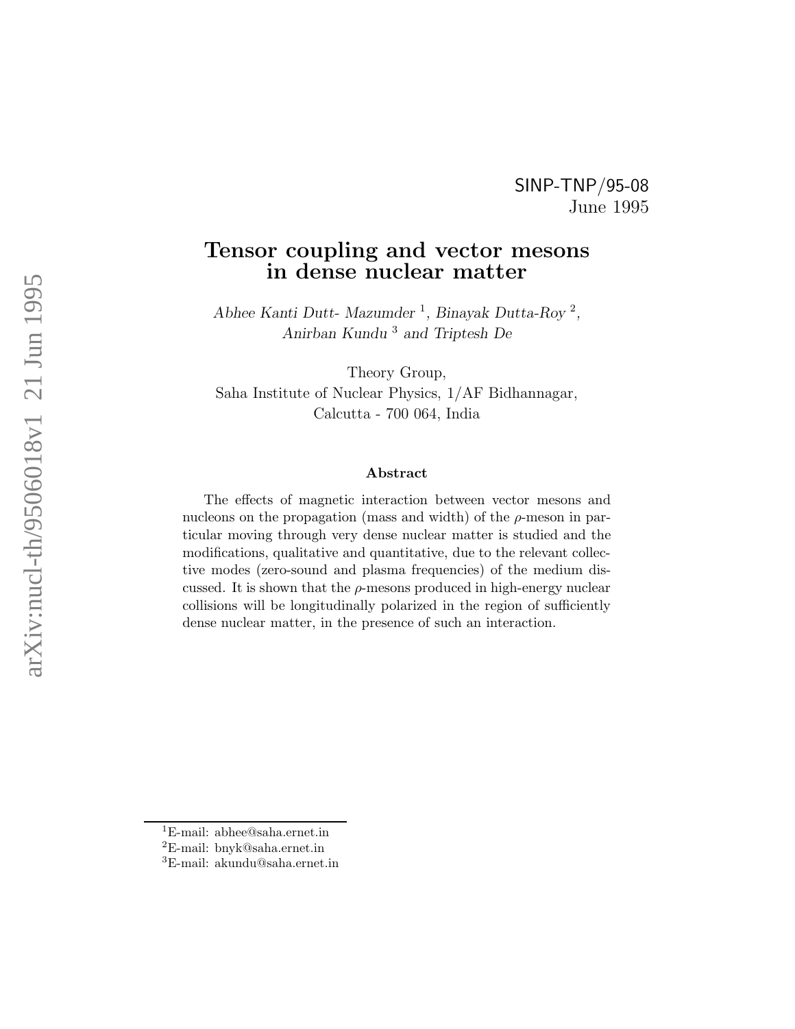SINP-TNP/95-08
June 1995

# Tensor coupling and vector mesons in dense nuclear matter

*Abhee Kanti Dutt- Mazumder* [1], *Binayak Dutta-Roy* [2], *Anirban Kundu* [3] *and Triptesh De*

Theory Group,
Saha Institute of Nuclear Physics, 1/AF Bidhannagar,
Calcutta - 700 064, India

**Abstract**

The effects of magnetic interaction between vector mesons and nucleons on the propagation (mass and width) of the $\rho$-meson in particular moving through very dense nuclear matter is studied and the modifications, qualitative and quantitative, due to the relevant collective modes (zero-sound and plasma frequencies) of the medium discussed. It is shown that the $\rho$-mesons produced in high-energy nuclear collisions will be longitudinally polarized in the region of sufficiently dense nuclear matter, in the presence of such an interaction.

---

[1] E-mail: abhee@saha.ernet.in
[2] E-mail: bnyk@saha.ernet.in
[3] E-mail: akundu@saha.ernet.in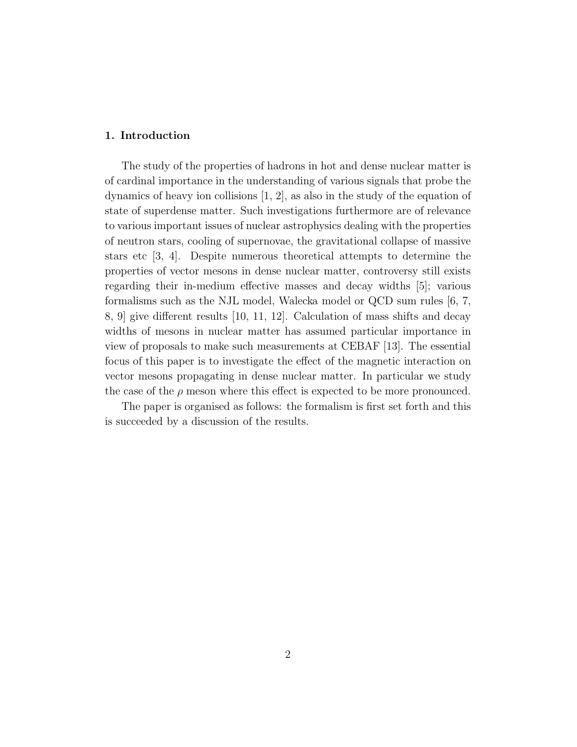## 1. Introduction

The study of the properties of hadrons in hot and dense nuclear matter is of cardinal importance in the understanding of various signals that probe the dynamics of heavy ion collisions [1, 2], as also in the study of the equation of state of superdense matter. Such investigations furthermore are of relevance to various important issues of nuclear astrophysics dealing with the properties of neutron stars, cooling of supernovae, the gravitational collapse of massive stars etc [3, 4]. Despite numerous theoretical attempts to determine the properties of vector mesons in dense nuclear matter, controversy still exists regarding their in-medium effective masses and decay widths [5]; various formalisms such as the NJL model, Walecka model or QCD sum rules [6, 7, 8, 9] give different results [10, 11, 12]. Calculation of mass shifts and decay widths of mesons in nuclear matter has assumed particular importance in view of proposals to make such measurements at CEBAF [13]. The essential focus of this paper is to investigate the effect of the magnetic interaction on vector mesons propagating in dense nuclear matter. In particular we study the case of the $\rho$ meson where this effect is expected to be more pronounced.

The paper is organised as follows: the formalism is first set forth and this is succeeded by a discussion of the results.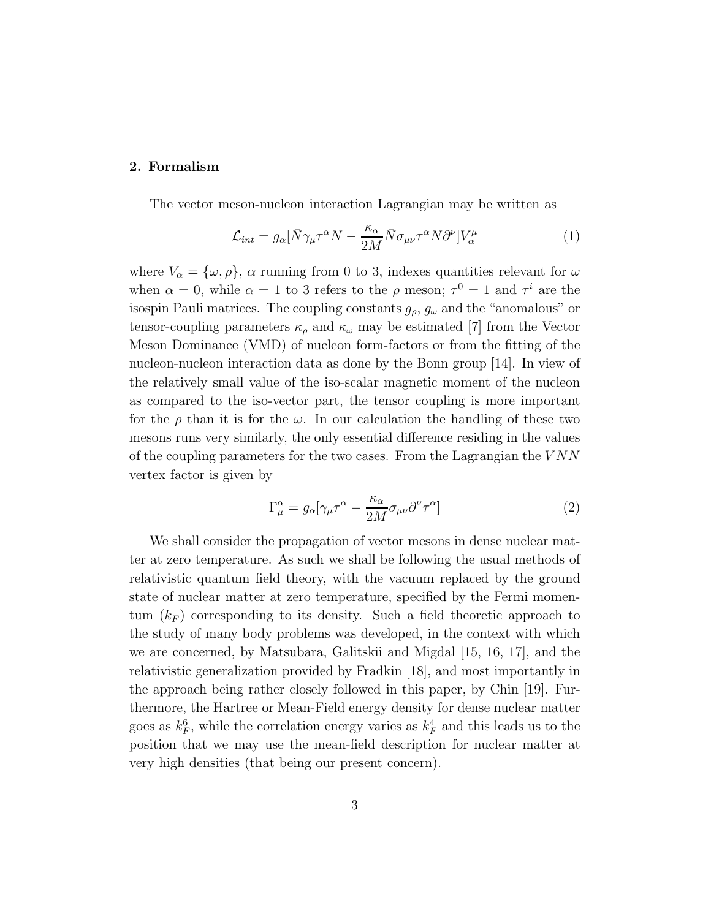## 2. Formalism

The vector meson-nucleon interaction Lagrangian may be written as

$$\mathcal{L}_{int} = g_\alpha [\bar{N}\gamma_\mu \tau^\alpha N - \frac{\kappa_\alpha}{2M}\bar{N}\sigma_{\mu\nu}\tau^\alpha N \partial^\nu] V_\alpha^\mu \tag{1}$$

where $V_\alpha = \{\omega, \rho\}$, $\alpha$ running from 0 to 3, indexes quantities relevant for $\omega$ when $\alpha = 0$, while $\alpha = 1$ to 3 refers to the $\rho$ meson; $\tau^0 = 1$ and $\tau^i$ are the isospin Pauli matrices. The coupling constants $g_\rho$, $g_\omega$ and the "anomalous" or tensor-coupling parameters $\kappa_\rho$ and $\kappa_\omega$ may be estimated [7] from the Vector Meson Dominance (VMD) of nucleon form-factors or from the fitting of the nucleon-nucleon interaction data as done by the Bonn group [14]. In view of the relatively small value of the iso-scalar magnetic moment of the nucleon as compared to the iso-vector part, the tensor coupling is more important for the $\rho$ than it is for the $\omega$. In our calculation the handling of these two mesons runs very similarly, the only essential difference residing in the values of the coupling parameters for the two cases. From the Lagrangian the $VNN$ vertex factor is given by

$$\Gamma_\mu^\alpha = g_\alpha [\gamma_\mu \tau^\alpha - \frac{\kappa_\alpha}{2M}\sigma_{\mu\nu}\partial^\nu \tau^\alpha] \tag{2}$$

We shall consider the propagation of vector mesons in dense nuclear matter at zero temperature. As such we shall be following the usual methods of relativistic quantum field theory, with the vacuum replaced by the ground state of nuclear matter at zero temperature, specified by the Fermi momentum ($k_F$) corresponding to its density. Such a field theoretic approach to the study of many body problems was developed, in the context with which we are concerned, by Matsubara, Galitskii and Migdal [15, 16, 17], and the relativistic generalization provided by Fradkin [18], and most importantly in the approach being rather closely followed in this paper, by Chin [19]. Furthermore, the Hartree or Mean-Field energy density for dense nuclear matter goes as $k_F^6$, while the correlation energy varies as $k_F^4$ and this leads us to the position that we may use the mean-field description for nuclear matter at very high densities (that being our present concern).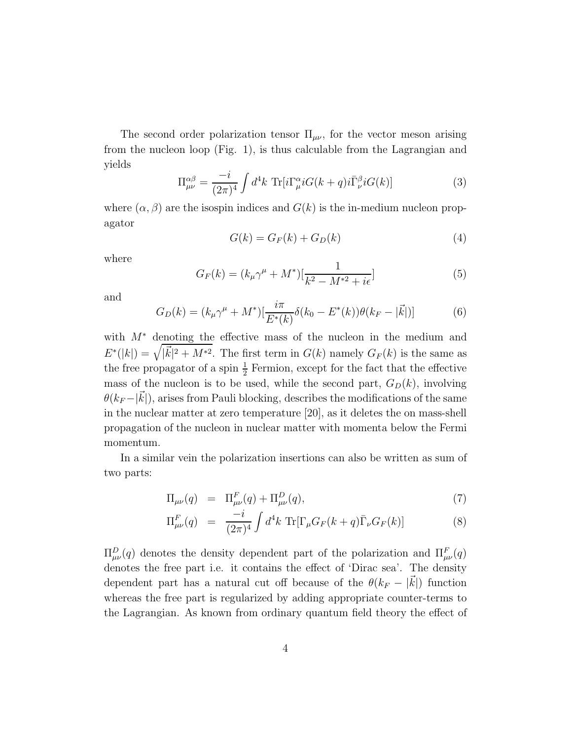The second order polarization tensor $\Pi_{\mu\nu}$, for the vector meson arising from the nucleon loop (Fig. 1), is thus calculable from the Lagrangian and yields

$$\Pi^{\alpha\beta}_{\mu\nu} = \frac{-i}{(2\pi)^4} \int d^4k \ \mathrm{Tr}[i\Gamma^{\alpha}_{\mu} iG(k+q) i\bar{\Gamma}^{\beta}_{\nu} iG(k)] \tag{3}$$

where $(\alpha, \beta)$ are the isospin indices and $G(k)$ is the in-medium nucleon propagator

$$G(k) = G_F(k) + G_D(k) \tag{4}$$

where

$$G_F(k) = (k_\mu \gamma^\mu + M^*)[\frac{1}{k^2 - M^{*2} + i\epsilon}] \tag{5}$$

and

$$G_D(k) = (k_\mu \gamma^\mu + M^*)[\frac{i\pi}{E^*(k)} \delta(k_0 - E^*(k)) \theta(k_F - |\vec{k}|)] \tag{6}$$

with $M^*$ denoting the effective mass of the nucleon in the medium and $E^*(|k|) = \sqrt{|\vec{k}|^2 + M^{*2}}$. The first term in $G(k)$ namely $G_F(k)$ is the same as the free propagator of a spin $\frac{1}{2}$ Fermion, except for the fact that the effective mass of the nucleon is to be used, while the second part, $G_D(k)$, involving $\theta(k_F - |\vec{k}|)$, arises from Pauli blocking, describes the modifications of the same in the nuclear matter at zero temperature [20], as it deletes the on mass-shell propagation of the nucleon in nuclear matter with momenta below the Fermi momentum.

In a similar vein the polarization insertions can also be written as sum of two parts:

$$\Pi_{\mu\nu}(q) = \Pi^F_{\mu\nu}(q) + \Pi^D_{\mu\nu}(q), \tag{7}$$

$$\Pi^F_{\mu\nu}(q) = \frac{-i}{(2\pi)^4} \int d^4k \ \mathrm{Tr}[\Gamma_\mu G_F(k+q) \bar{\Gamma}_\nu G_F(k)] \tag{8}$$

$\Pi^D_{\mu\nu}(q)$ denotes the density dependent part of the polarization and $\Pi^F_{\mu\nu}(q)$ denotes the free part i.e. it contains the effect of 'Dirac sea'. The density dependent part has a natural cut off because of the $\theta(k_F - |\vec{k}|)$ function whereas the free part is regularized by adding appropriate counter-terms to the Lagrangian. As known from ordinary quantum field theory the effect of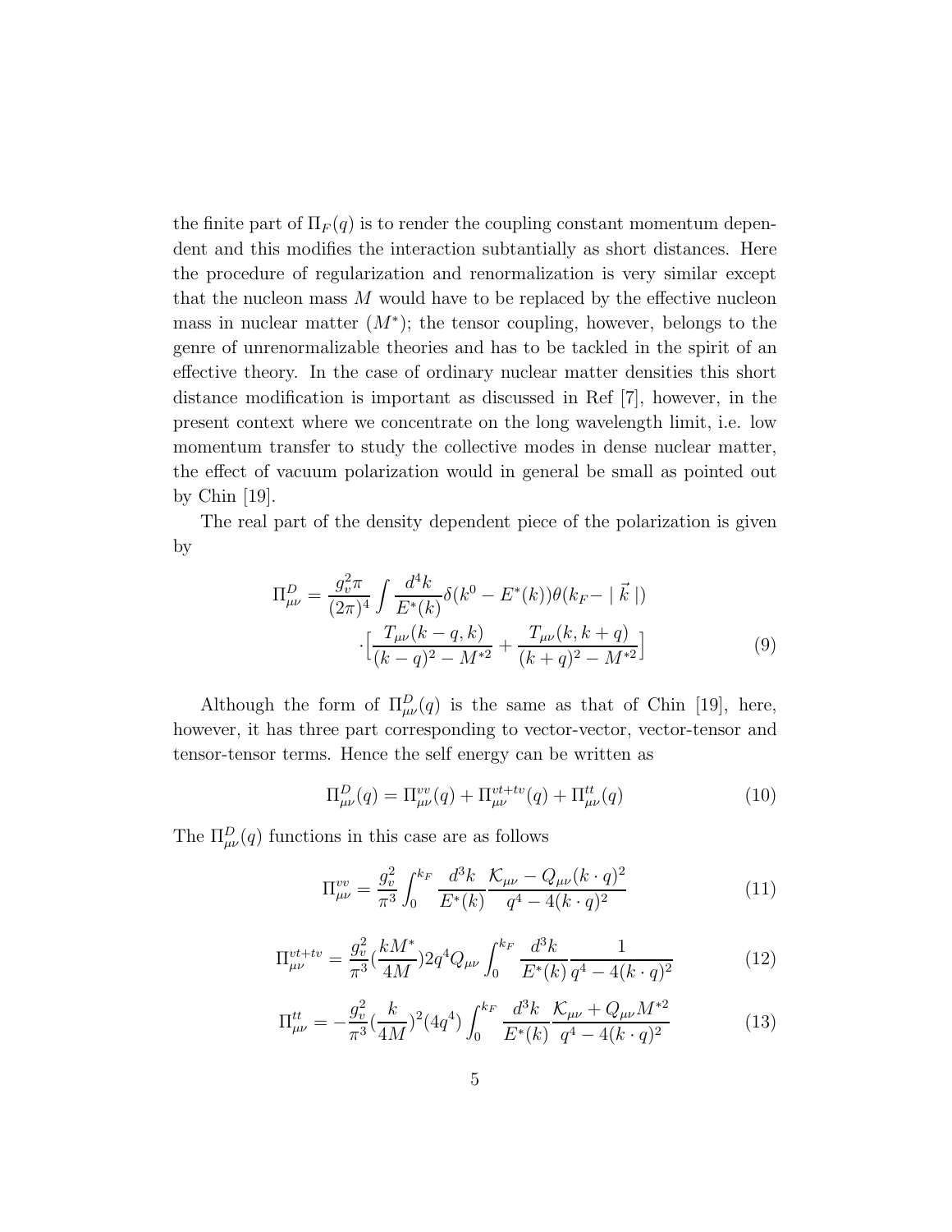the finite part of $\Pi_F(q)$ is to render the coupling constant momentum dependent and this modifies the interaction subtantially as short distances. Here the procedure of regularization and renormalization is very similar except that the nucleon mass $M$ would have to be replaced by the effective nucleon mass in nuclear matter ($M^*$); the tensor coupling, however, belongs to the genre of unrenormalizable theories and has to be tackled in the spirit of an effective theory. In the case of ordinary nuclear matter densities this short distance modification is important as discussed in Ref [7], however, in the present context where we concentrate on the long wavelength limit, i.e. low momentum transfer to study the collective modes in dense nuclear matter, the effect of vacuum polarization would in general be small as pointed out by Chin [19].

The real part of the density dependent piece of the polarization is given by

$$\Pi^D_{\mu\nu} = \frac{g_v^2 \pi}{(2\pi)^4} \int \frac{d^4k}{E^*(k)} \delta(k^0 - E^*(k)) \theta(k_F - \mid \vec{k} \mid) \cdot \Big[ \frac{T_{\mu\nu}(k-q,k)}{(k-q)^2 - M^{*2}} + \frac{T_{\mu\nu}(k,k+q)}{(k+q)^2 - M^{*2}} \Big] \tag{9}$$

Although the form of $\Pi^D_{\mu\nu}(q)$ is the same as that of Chin [19], here, however, it has three part corresponding to vector-vector, vector-tensor and tensor-tensor terms. Hence the self energy can be written as

$$\Pi^D_{\mu\nu}(q) = \Pi^{vv}_{\mu\nu}(q) + \Pi^{vt+tv}_{\mu\nu}(q) + \Pi^{tt}_{\mu\nu}(q) \tag{10}$$

The $\Pi^D_{\mu\nu}(q)$ functions in this case are as follows

$$\Pi^{vv}_{\mu\nu} = \frac{g_v^2}{\pi^3} \int_0^{k_F} \frac{d^3k}{E^*(k)} \frac{\mathcal{K}_{\mu\nu} - Q_{\mu\nu}(k \cdot q)^2}{q^4 - 4(k \cdot q)^2} \tag{11}$$

$$\Pi^{vt+tv}_{\mu\nu} = \frac{g_v^2}{\pi^3} (\frac{kM^*}{4M}) 2q^4 Q_{\mu\nu} \int_0^{k_F} \frac{d^3k}{E^*(k)} \frac{1}{q^4 - 4(k \cdot q)^2} \tag{12}$$

$$\Pi^{tt}_{\mu\nu} = -\frac{g_v^2}{\pi^3} (\frac{k}{4M})^2 (4q^4) \int_0^{k_F} \frac{d^3k}{E^*(k)} \frac{\mathcal{K}_{\mu\nu} + Q_{\mu\nu} M^{*2}}{q^4 - 4(k \cdot q)^2} \tag{13}$$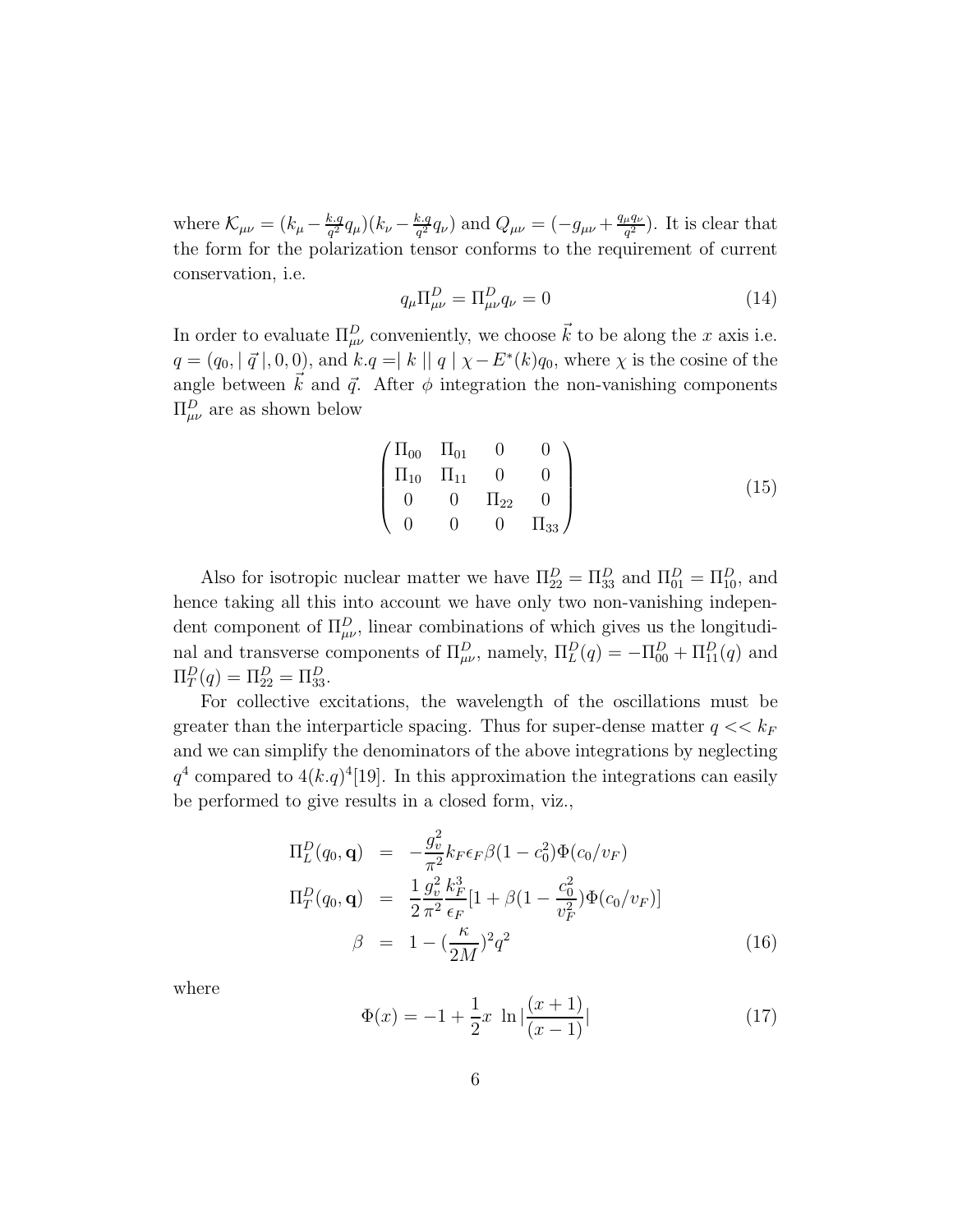where $\mathcal{K}_{\mu\nu} = (k_\mu - \frac{k.q}{q^2}q_\mu)(k_\nu - \frac{k.q}{q^2}q_\nu)$ and $Q_{\mu\nu} = (-g_{\mu\nu} + \frac{q_\mu q_\nu}{q^2})$. It is clear that the form for the polarization tensor conforms to the requirement of current conservation, i.e.

$$q_\mu \Pi^D_{\mu\nu} = \Pi^D_{\mu\nu} q_\nu = 0 \tag{14}$$

In order to evaluate $\Pi^D_{\mu\nu}$ conveniently, we choose $\vec{k}$ to be along the $x$ axis i.e. $q = (q_0, \mid \vec{q} \mid, 0, 0)$, and $k.q = \mid k \mid\mid q \mid \chi - E^*(k)q_0$, where $\chi$ is the cosine of the angle between $\vec{k}$ and $\vec{q}$. After $\phi$ integration the non-vanishing components $\Pi^D_{\mu\nu}$ are as shown below

$$\begin{pmatrix} \Pi_{00} & \Pi_{01} & 0 & 0 \\ \Pi_{10} & \Pi_{11} & 0 & 0 \\ 0 & 0 & \Pi_{22} & 0 \\ 0 & 0 & 0 & \Pi_{33} \end{pmatrix} \tag{15}$$

Also for isotropic nuclear matter we have $\Pi^D_{22} = \Pi^D_{33}$ and $\Pi^D_{01} = \Pi^D_{10}$, and hence taking all this into account we have only two non-vanishing independent component of $\Pi^D_{\mu\nu}$, linear combinations of which gives us the longitudinal and transverse components of $\Pi^D_{\mu\nu}$, namely, $\Pi^D_L(q) = -\Pi^D_{00} + \Pi^D_{11}(q)$ and $\Pi^D_T(q) = \Pi^D_{22} = \Pi^D_{33}$.

For collective excitations, the wavelength of the oscillations must be greater than the interparticle spacing. Thus for super-dense matter $q << k_F$ and we can simplify the denominators of the above integrations by neglecting $q^4$ compared to $4(k.q)^4$[19]. In this approximation the integrations can easily be performed to give results in a closed form, viz.,

$$\begin{aligned} \Pi^D_L(q_0, \mathbf{q}) &= -\frac{g_v^2}{\pi^2} k_F \epsilon_F \beta (1 - c_0^2) \Phi(c_0/v_F) \\ \Pi^D_T(q_0, \mathbf{q}) &= \frac{1}{2} \frac{g_v^2}{\pi^2} \frac{k_F^3}{\epsilon_F} [1 + \beta(1 - \frac{c_0^2}{v_F^2}) \Phi(c_0/v_F)] \\ \beta &= 1 - (\frac{\kappa}{2M})^2 q^2 \end{aligned} \tag{16}$$

where

$$\Phi(x) = -1 + \frac{1}{2} x \ \ln \mid \frac{(x+1)}{(x-1)} \mid \tag{17}$$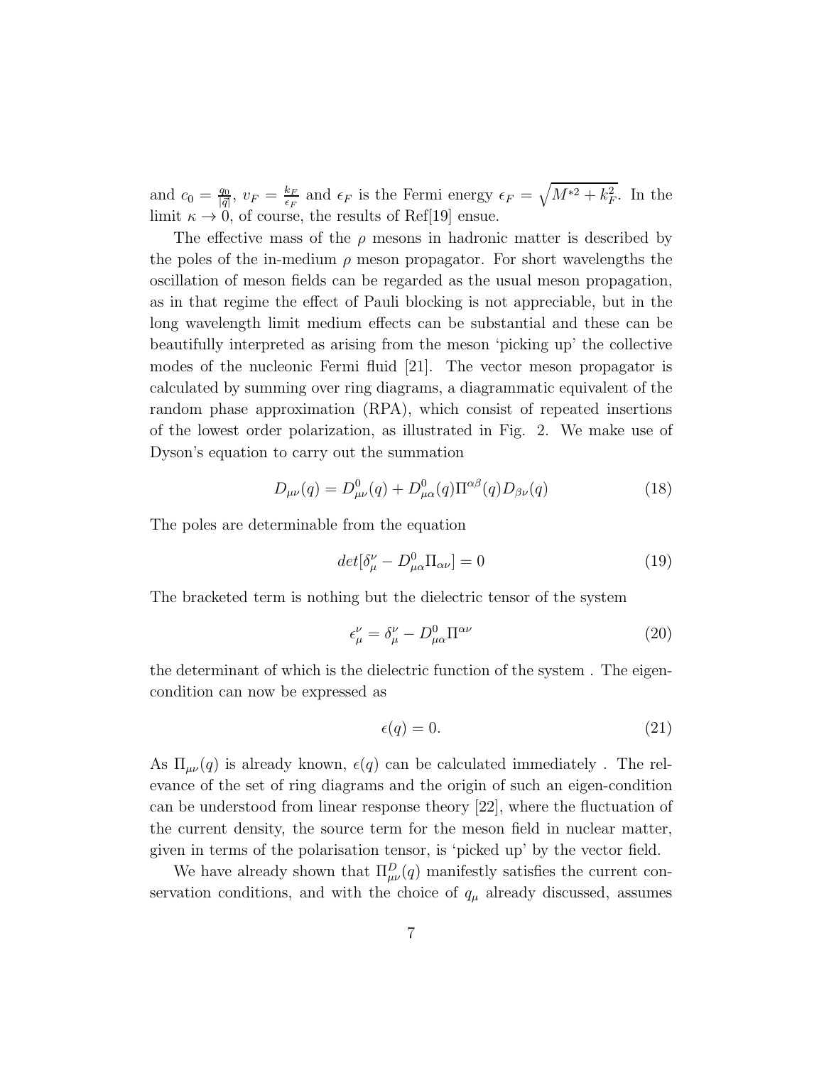and $c_0 = \frac{q_0}{|\vec{q}|}$, $v_F = \frac{k_F}{\epsilon_F}$ and $\epsilon_F$ is the Fermi energy $\epsilon_F = \sqrt{M^{*2} + k_F^2}$. In the limit $\kappa \to 0$, of course, the results of Ref[19] ensue.

The effective mass of the $\rho$ mesons in hadronic matter is described by the poles of the in-medium $\rho$ meson propagator. For short wavelengths the oscillation of meson fields can be regarded as the usual meson propagation, as in that regime the effect of Pauli blocking is not appreciable, but in the long wavelength limit medium effects can be substantial and these can be beautifully interpreted as arising from the meson 'picking up' the collective modes of the nucleonic Fermi fluid [21]. The vector meson propagator is calculated by summing over ring diagrams, a diagrammatic equivalent of the random phase approximation (RPA), which consist of repeated insertions of the lowest order polarization, as illustrated in Fig. 2. We make use of Dyson's equation to carry out the summation

$$D_{\mu\nu}(q) = D^0_{\mu\nu}(q) + D^0_{\mu\alpha}(q)\Pi^{\alpha\beta}(q)D_{\beta\nu}(q) \tag{18}$$

The poles are determinable from the equation

$$det[\delta^\nu_\mu - D^0_{\mu\alpha}\Pi_{\alpha\nu}] = 0 \tag{19}$$

The bracketed term is nothing but the dielectric tensor of the system

$$\epsilon^\nu_\mu = \delta^\nu_\mu - D^0_{\mu\alpha}\Pi^{\alpha\nu} \tag{20}$$

the determinant of which is the dielectric function of the system . The eigen-condition can now be expressed as

$$\epsilon(q) = 0. \tag{21}$$

As $\Pi_{\mu\nu}(q)$ is already known, $\epsilon(q)$ can be calculated immediately . The relevance of the set of ring diagrams and the origin of such an eigen-condition can be understood from linear response theory [22], where the fluctuation of the current density, the source term for the meson field in nuclear matter, given in terms of the polarisation tensor, is 'picked up' by the vector field.

We have already shown that $\Pi^D_{\mu\nu}(q)$ manifestly satisfies the current conservation conditions, and with the choice of $q_\mu$ already discussed, assumes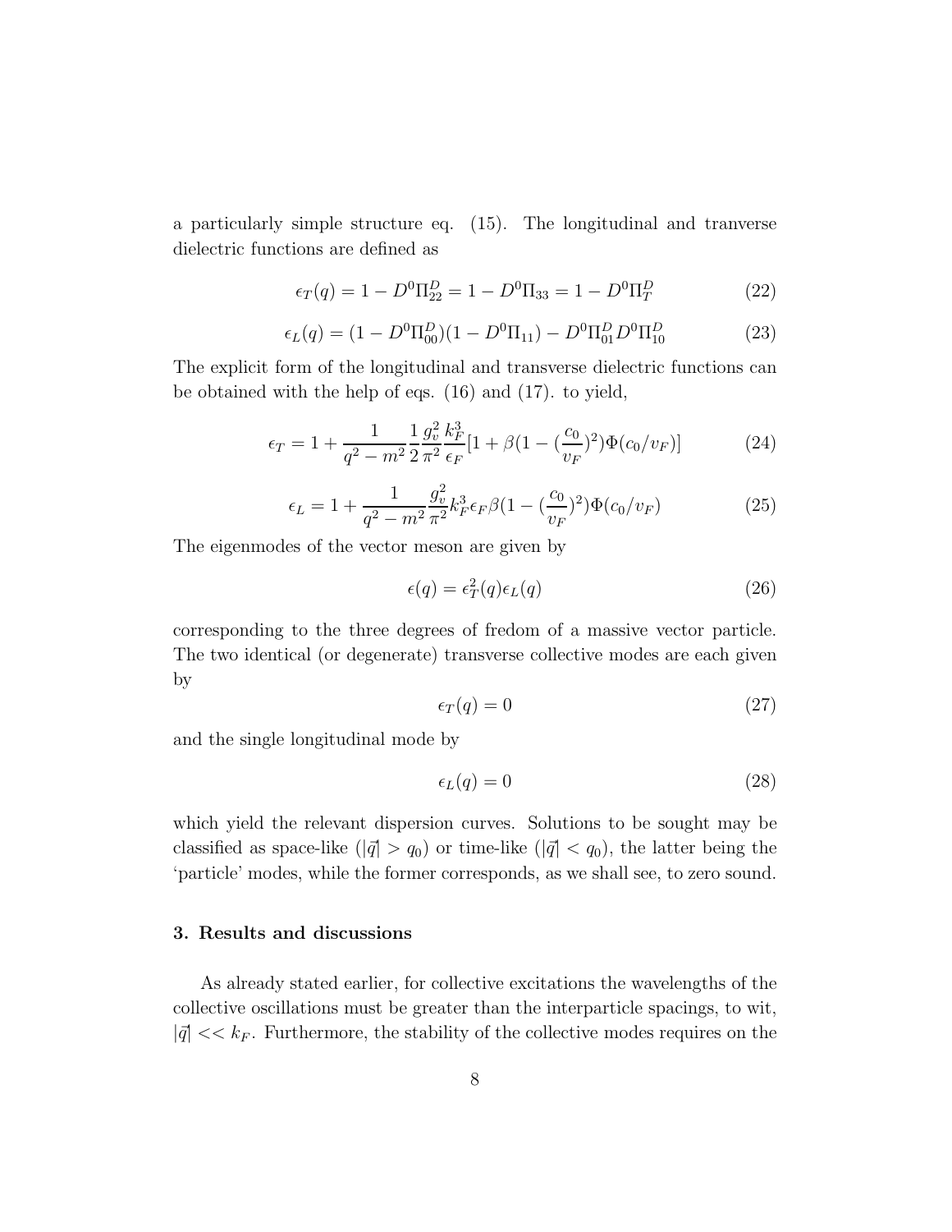a particularly simple structure eq. (15). The longitudinal and tranverse dielectric functions are defined as

$$\epsilon_T(q) = 1 - D^0\Pi^D_{22} = 1 - D^0\Pi_{33} = 1 - D^0\Pi^D_T \tag{22}$$

$$\epsilon_L(q) = (1 - D^0\Pi^D_{00})(1 - D^0\Pi_{11}) - D^0\Pi^D_{01}D^0\Pi^D_{10} \tag{23}$$

The explicit form of the longitudinal and transverse dielectric functions can be obtained with the help of eqs. (16) and (17). to yield,

$$\epsilon_T = 1 + \frac{1}{q^2 - m^2}\frac{1}{2}\frac{g_v^2}{\pi^2}\frac{k_F^3}{\epsilon_F}[1 + \beta(1 - (\frac{c_0}{v_F})^2)\Phi(c_0/v_F)] \tag{24}$$

$$\epsilon_L = 1 + \frac{1}{q^2 - m^2}\frac{g_v^2}{\pi^2}k_F^3\epsilon_F\beta(1 - (\frac{c_0}{v_F})^2)\Phi(c_0/v_F) \tag{25}$$

The eigenmodes of the vector meson are given by

$$\epsilon(q) = \epsilon_T^2(q)\epsilon_L(q) \tag{26}$$

corresponding to the three degrees of fredom of a massive vector particle. The two identical (or degenerate) transverse collective modes are each given by

$$\epsilon_T(q) = 0 \tag{27}$$

and the single longitudinal mode by

$$\epsilon_L(q) = 0 \tag{28}$$

which yield the relevant dispersion curves. Solutions to be sought may be classified as space-like ($|\vec{q}| > q_0$) or time-like ($|\vec{q}| < q_0$), the latter being the 'particle' modes, while the former corresponds, as we shall see, to zero sound.

### 3. Results and discussions

As already stated earlier, for collective excitations the wavelengths of the collective oscillations must be greater than the interparticle spacings, to wit, $|\vec{q}| << k_F$. Furthermore, the stability of the collective modes requires on the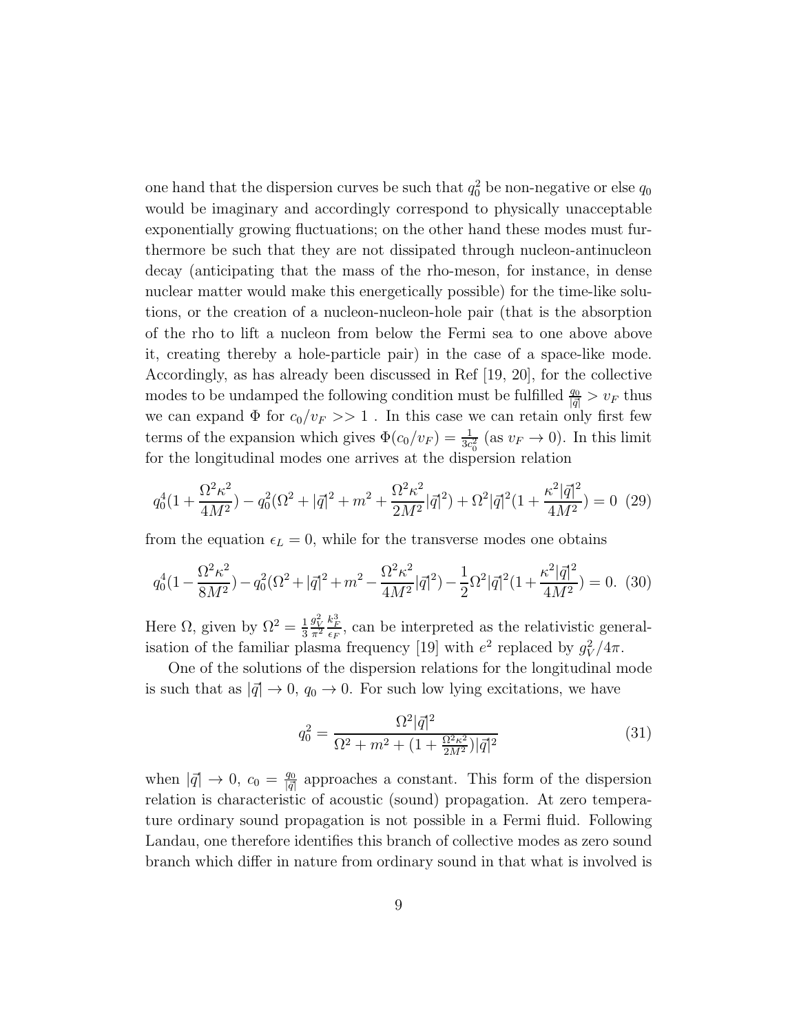one hand that the dispersion curves be such that $q_0^2$ be non-negative or else $q_0$ would be imaginary and accordingly correspond to physically unacceptable exponentially growing fluctuations; on the other hand these modes must furthermore be such that they are not dissipated through nucleon-antinucleon decay (anticipating that the mass of the rho-meson, for instance, in dense nuclear matter would make this energetically possible) for the time-like solutions, or the creation of a nucleon-nucleon-hole pair (that is the absorption of the rho to lift a nucleon from below the Fermi sea to one above above it, creating thereby a hole-particle pair) in the case of a space-like mode. Accordingly, as has already been discussed in Ref [19, 20], for the collective modes to be undamped the following condition must be fulfilled $\frac{q_0}{|\vec{q}|} > v_F$ thus we can expand $\Phi$ for $c_0/v_F >> 1$ . In this case we can retain only first few terms of the expansion which gives $\Phi(c_0/v_F) = \frac{1}{3c_0^2}$ (as $v_F \to 0$). In this limit for the longitudinal modes one arrives at the dispersion relation

$$q_0^4(1 + \frac{\Omega^2\kappa^2}{4M^2}) - q_0^2(\Omega^2 + |\vec{q}|^2 + m^2 + \frac{\Omega^2\kappa^2}{2M^2}|\vec{q}|^2) + \Omega^2|\vec{q}|^2(1 + \frac{\kappa^2|\vec{q}|^2}{4M^2}) = 0 \quad (29)$$

from the equation $\epsilon_L = 0$, while for the transverse modes one obtains

$$q_0^4(1 - \frac{\Omega^2\kappa^2}{8M^2}) - q_0^2(\Omega^2 + |\vec{q}|^2 + m^2 - \frac{\Omega^2\kappa^2}{4M^2}|\vec{q}|^2) - \frac{1}{2}\Omega^2|\vec{q}|^2(1 + \frac{\kappa^2|\vec{q}|^2}{4M^2}) = 0. \quad (30)$$

Here $\Omega$, given by $\Omega^2 = \frac{1}{3}\frac{g_V^2}{\pi^2}\frac{k_F^3}{\epsilon_F}$, can be interpreted as the relativistic generalisation of the familiar plasma frequency [19] with $e^2$ replaced by $g_V^2/4\pi$.

One of the solutions of the dispersion relations for the longitudinal mode is such that as $|\vec{q}| \to 0$, $q_0 \to 0$. For such low lying excitations, we have

$$q_0^2 = \frac{\Omega^2|\vec{q}|^2}{\Omega^2 + m^2 + (1 + \frac{\Omega^2\kappa^2}{2M^2})|\vec{q}|^2} \quad (31)$$

when $|\vec{q}| \to 0$, $c_0 = \frac{q_0}{|\vec{q}|}$ approaches a constant. This form of the dispersion relation is characteristic of acoustic (sound) propagation. At zero temperature ordinary sound propagation is not possible in a Fermi fluid. Following Landau, one therefore identifies this branch of collective modes as zero sound branch which differ in nature from ordinary sound in that what is involved is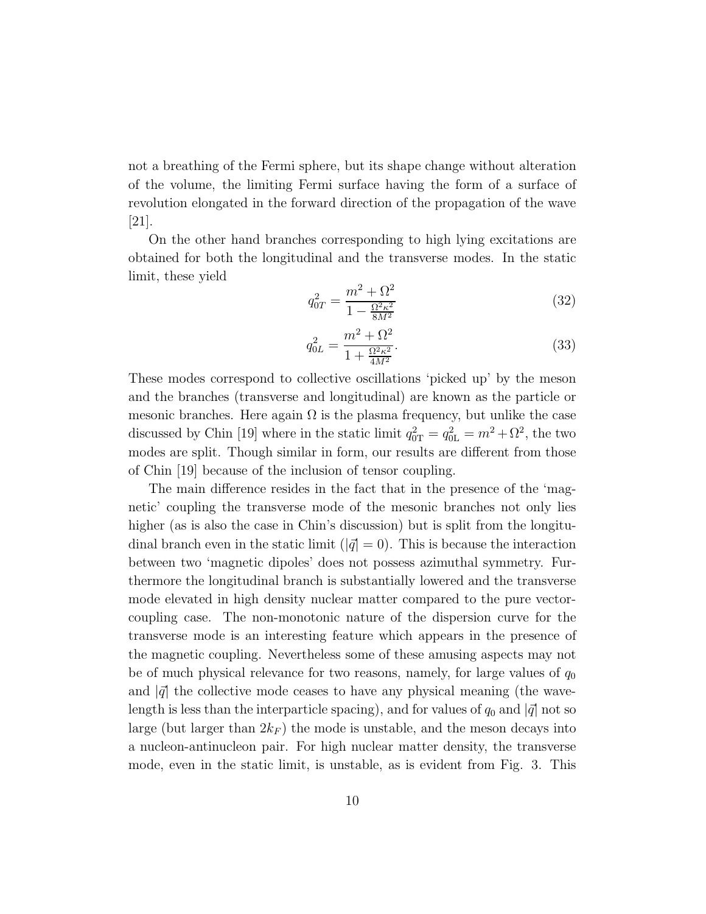not a breathing of the Fermi sphere, but its shape change without alteration of the volume, the limiting Fermi surface having the form of a surface of revolution elongated in the forward direction of the propagation of the wave [21].

On the other hand branches corresponding to high lying excitations are obtained for both the longitudinal and the transverse modes. In the static limit, these yield

$$q_{0T}^2 = \frac{m^2 + \Omega^2}{1 - \frac{\Omega^2 \kappa^2}{8M^2}} \tag{32}$$

$$q_{0L}^2 = \frac{m^2 + \Omega^2}{1 + \frac{\Omega^2 \kappa^2}{4M^2}}. \tag{33}$$

These modes correspond to collective oscillations 'picked up' by the meson and the branches (transverse and longitudinal) are known as the particle or mesonic branches. Here again $\Omega$ is the plasma frequency, but unlike the case discussed by Chin [19] where in the static limit $q_{0\mathrm{T}}^2 = q_{0\mathrm{L}}^2 = m^2 + \Omega^2$, the two modes are split. Though similar in form, our results are different from those of Chin [19] because of the inclusion of tensor coupling.

The main difference resides in the fact that in the presence of the 'magnetic' coupling the transverse mode of the mesonic branches not only lies higher (as is also the case in Chin's discussion) but is split from the longitudinal branch even in the static limit ($|\vec{q}| = 0$). This is because the interaction between two 'magnetic dipoles' does not possess azimuthal symmetry. Furthermore the longitudinal branch is substantially lowered and the transverse mode elevated in high density nuclear matter compared to the pure vector-coupling case. The non-monotonic nature of the dispersion curve for the transverse mode is an interesting feature which appears in the presence of the magnetic coupling. Nevertheless some of these amusing aspects may not be of much physical relevance for two reasons, namely, for large values of $q_0$ and $|\vec{q}|$ the collective mode ceases to have any physical meaning (the wavelength is less than the interparticle spacing), and for values of $q_0$ and $|\vec{q}|$ not so large (but larger than $2k_F$) the mode is unstable, and the meson decays into a nucleon-antinucleon pair. For high nuclear matter density, the transverse mode, even in the static limit, is unstable, as is evident from Fig. 3. This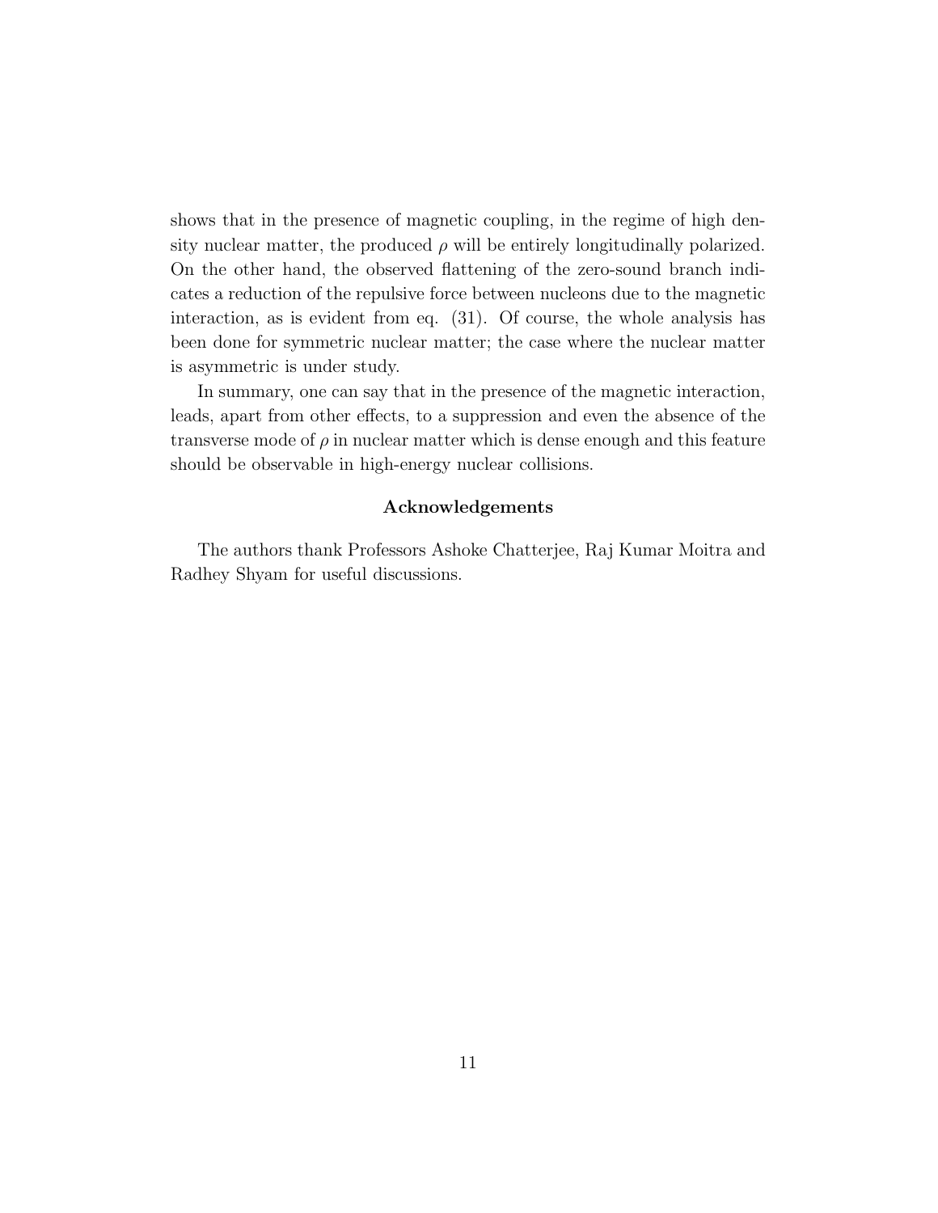shows that in the presence of magnetic coupling, in the regime of high density nuclear matter, the produced $\rho$ will be entirely longitudinally polarized. On the other hand, the observed flattening of the zero-sound branch indicates a reduction of the repulsive force between nucleons due to the magnetic interaction, as is evident from eq. (31). Of course, the whole analysis has been done for symmetric nuclear matter; the case where the nuclear matter is asymmetric is under study.

In summary, one can say that in the presence of the magnetic interaction, leads, apart from other effects, to a suppression and even the absence of the transverse mode of $\rho$ in nuclear matter which is dense enough and this feature should be observable in high-energy nuclear collisions.

### Acknowledgements

The authors thank Professors Ashoke Chatterjee, Raj Kumar Moitra and Radhey Shyam for useful discussions.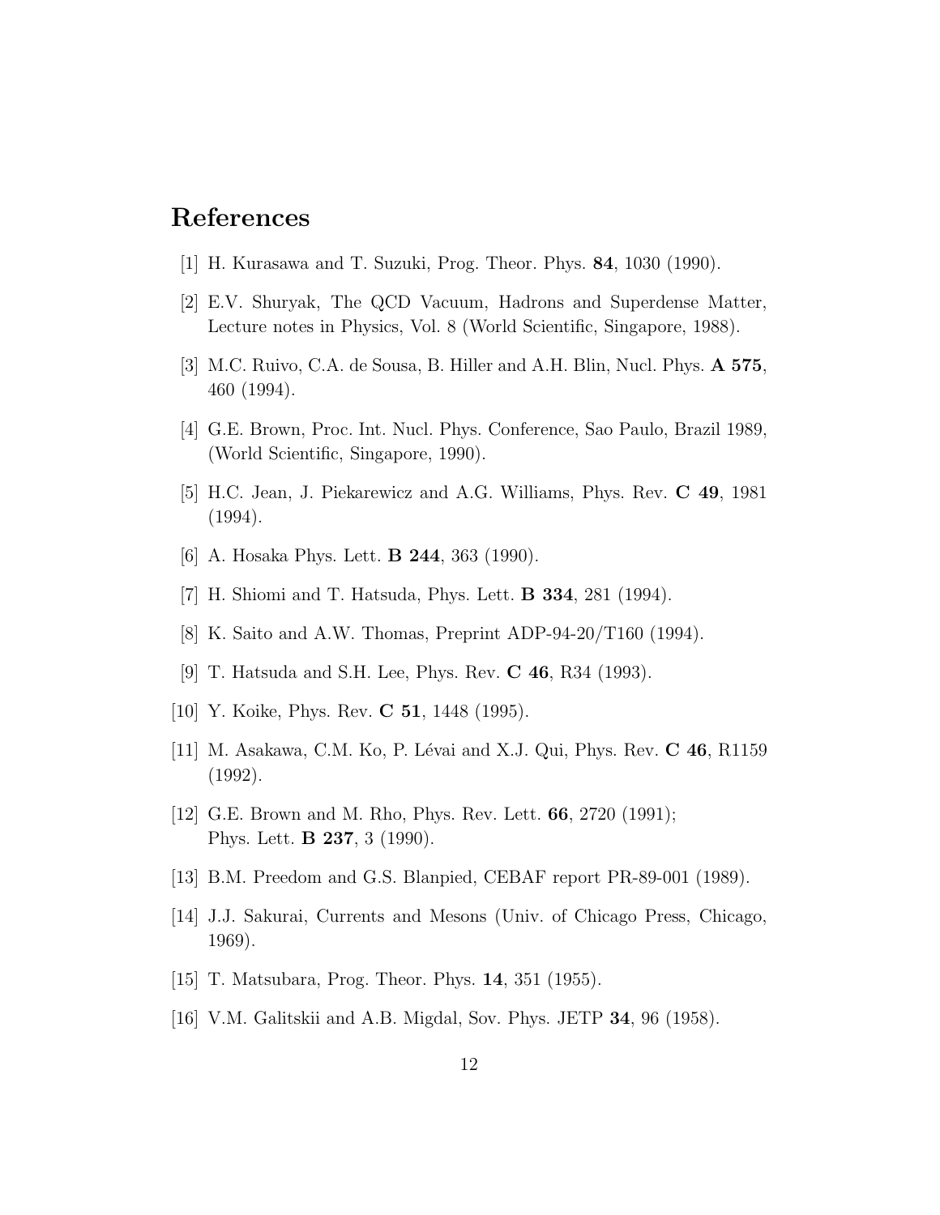## References

[1] H. Kurasawa and T. Suzuki, Prog. Theor. Phys. **84**, 1030 (1990).

[2] E.V. Shuryak, The QCD Vacuum, Hadrons and Superdense Matter, Lecture notes in Physics, Vol. 8 (World Scientific, Singapore, 1988).

[3] M.C. Ruivo, C.A. de Sousa, B. Hiller and A.H. Blin, Nucl. Phys. **A 575**, 460 (1994).

[4] G.E. Brown, Proc. Int. Nucl. Phys. Conference, Sao Paulo, Brazil 1989, (World Scientific, Singapore, 1990).

[5] H.C. Jean, J. Piekarewicz and A.G. Williams, Phys. Rev. **C 49**, 1981 (1994).

[6] A. Hosaka Phys. Lett. **B 244**, 363 (1990).

[7] H. Shiomi and T. Hatsuda, Phys. Lett. **B 334**, 281 (1994).

[8] K. Saito and A.W. Thomas, Preprint ADP-94-20/T160 (1994).

[9] T. Hatsuda and S.H. Lee, Phys. Rev. **C 46**, R34 (1993).

[10] Y. Koike, Phys. Rev. **C 51**, 1448 (1995).

[11] M. Asakawa, C.M. Ko, P. Lévai and X.J. Qui, Phys. Rev. **C 46**, R1159 (1992).

[12] G.E. Brown and M. Rho, Phys. Rev. Lett. **66**, 2720 (1991);
Phys. Lett. **B 237**, 3 (1990).

[13] B.M. Preedom and G.S. Blanpied, CEBAF report PR-89-001 (1989).

[14] J.J. Sakurai, Currents and Mesons (Univ. of Chicago Press, Chicago, 1969).

[15] T. Matsubara, Prog. Theor. Phys. **14**, 351 (1955).

[16] V.M. Galitskii and A.B. Migdal, Sov. Phys. JETP **34**, 96 (1958).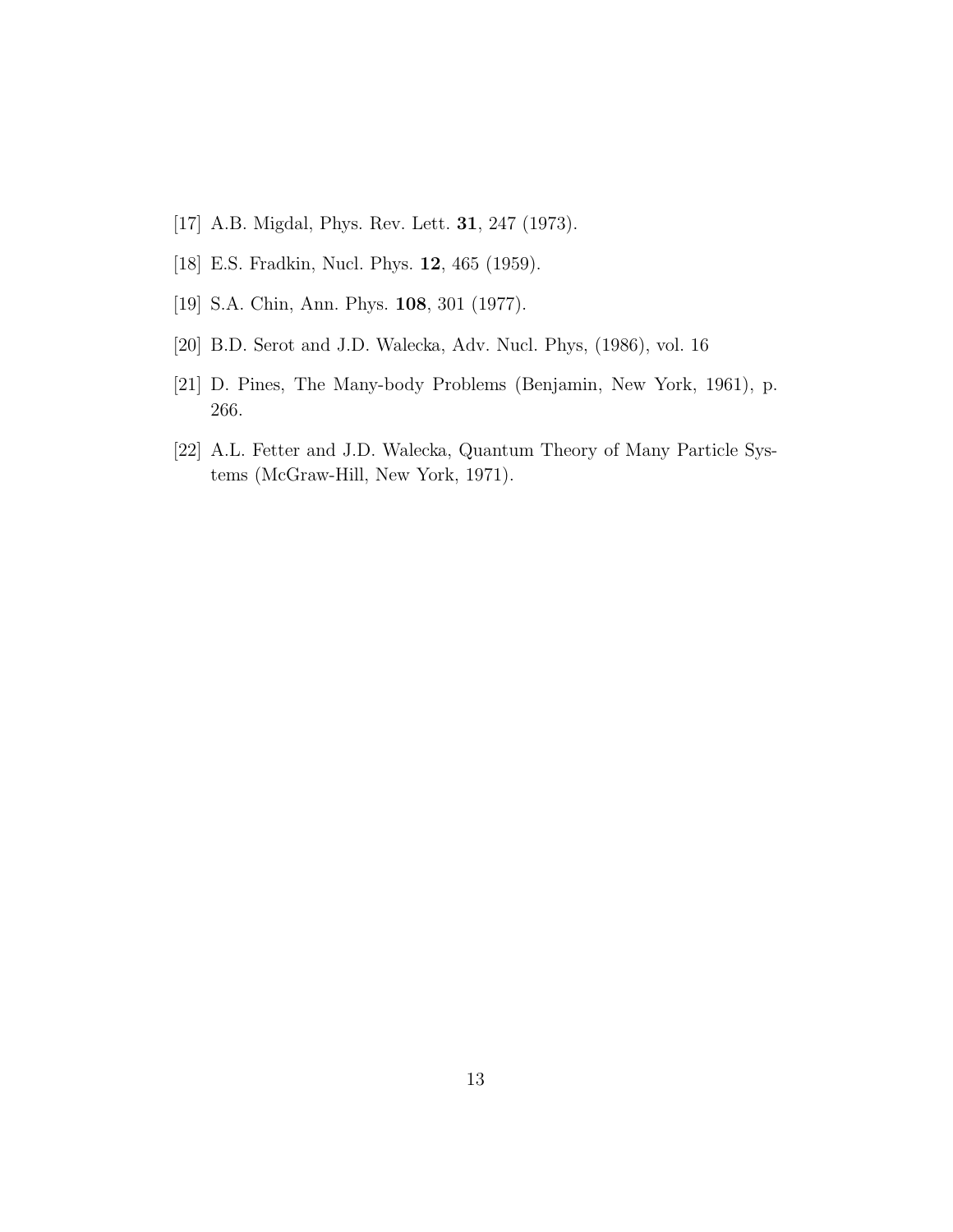[17] A.B. Migdal, Phys. Rev. Lett. **31**, 247 (1973).

[18] E.S. Fradkin, Nucl. Phys. **12**, 465 (1959).

[19] S.A. Chin, Ann. Phys. **108**, 301 (1977).

[20] B.D. Serot and J.D. Walecka, Adv. Nucl. Phys, (1986), vol. 16

[21] D. Pines, The Many-body Problems (Benjamin, New York, 1961), p. 266.

[22] A.L. Fetter and J.D. Walecka, Quantum Theory of Many Particle Systems (McGraw-Hill, New York, 1971).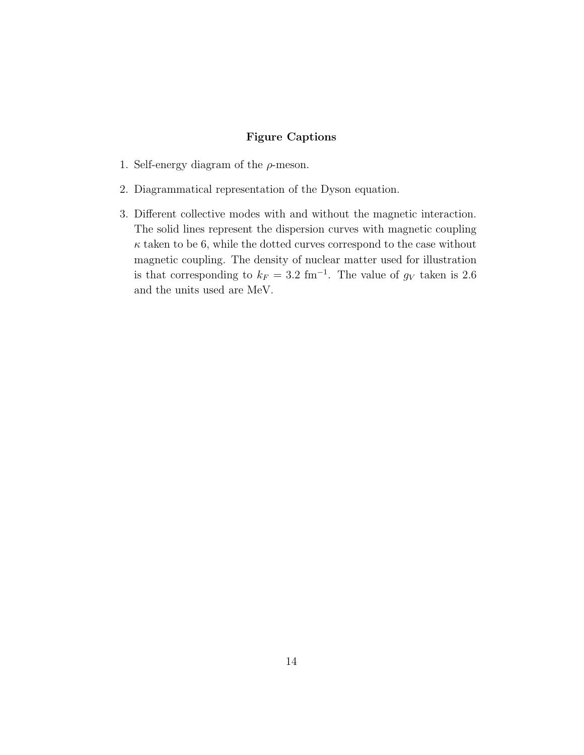## Figure Captions

1. Self-energy diagram of the $\rho$-meson.
2. Diagrammatical representation of the Dyson equation.
3. Different collective modes with and without the magnetic interaction. The solid lines represent the dispersion curves with magnetic coupling $\kappa$ taken to be 6, while the dotted curves correspond to the case without magnetic coupling. The density of nuclear matter used for illustration is that corresponding to $k_F = 3.2$ fm$^{-1}$. The value of $g_V$ taken is 2.6 and the units used are MeV.